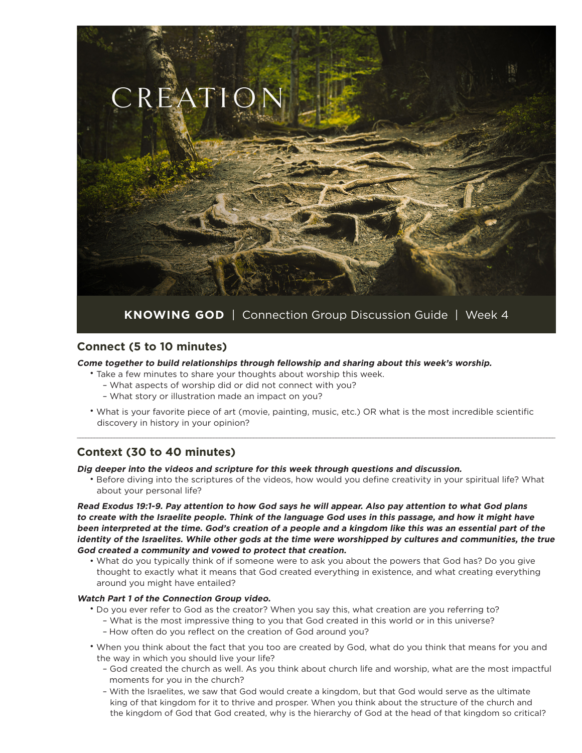# CREATION

**KNOWING GOD** | Connection Group Discussion Guide | Week 4

## Connect (5 to 10 minutes)

***Come together to build relationships through fellowship and sharing about this week's worship.***

- Take a few minutes to share your thoughts about worship this week.
  - What aspects of worship did or did not connect with you?
  - What story or illustration made an impact on you?
- What is your favorite piece of art (movie, painting, music, etc.) OR what is the most incredible scientific discovery in history in your opinion?

---

## Context (30 to 40 minutes)

***Dig deeper into the videos and scripture for this week through questions and discussion.***

- Before diving into the scriptures of the videos, how would you define creativity in your spiritual life? What about your personal life?

***Read Exodus 19:1-9. Pay attention to how God says he will appear. Also pay attention to what God plans to create with the Israelite people. Think of the language God uses in this passage, and how it might have been interpreted at the time. God's creation of a people and a kingdom like this was an essential part of the identity of the Israelites. While other gods at the time were worshipped by cultures and communities, the true God created a community and vowed to protect that creation.***

- What do you typically think of if someone were to ask you about the powers that God has? Do you give thought to exactly what it means that God created everything in existence, and what creating everything around you might have entailed?

***Watch Part 1 of the Connection Group video.***

- Do you ever refer to God as the creator? When you say this, what creation are you referring to?
  - What is the most impressive thing to you that God created in this world or in this universe?
  - How often do you reflect on the creation of God around you?
- When you think about the fact that you too are created by God, what do you think that means for you and the way in which you should live your life?
  - God created the church as well. As you think about church life and worship, what are the most impactful moments for you in the church?
  - With the Israelites, we saw that God would create a kingdom, but that God would serve as the ultimate king of that kingdom for it to thrive and prosper. When you think about the structure of the church and the kingdom of God that God created, why is the hierarchy of God at the head of that kingdom so critical?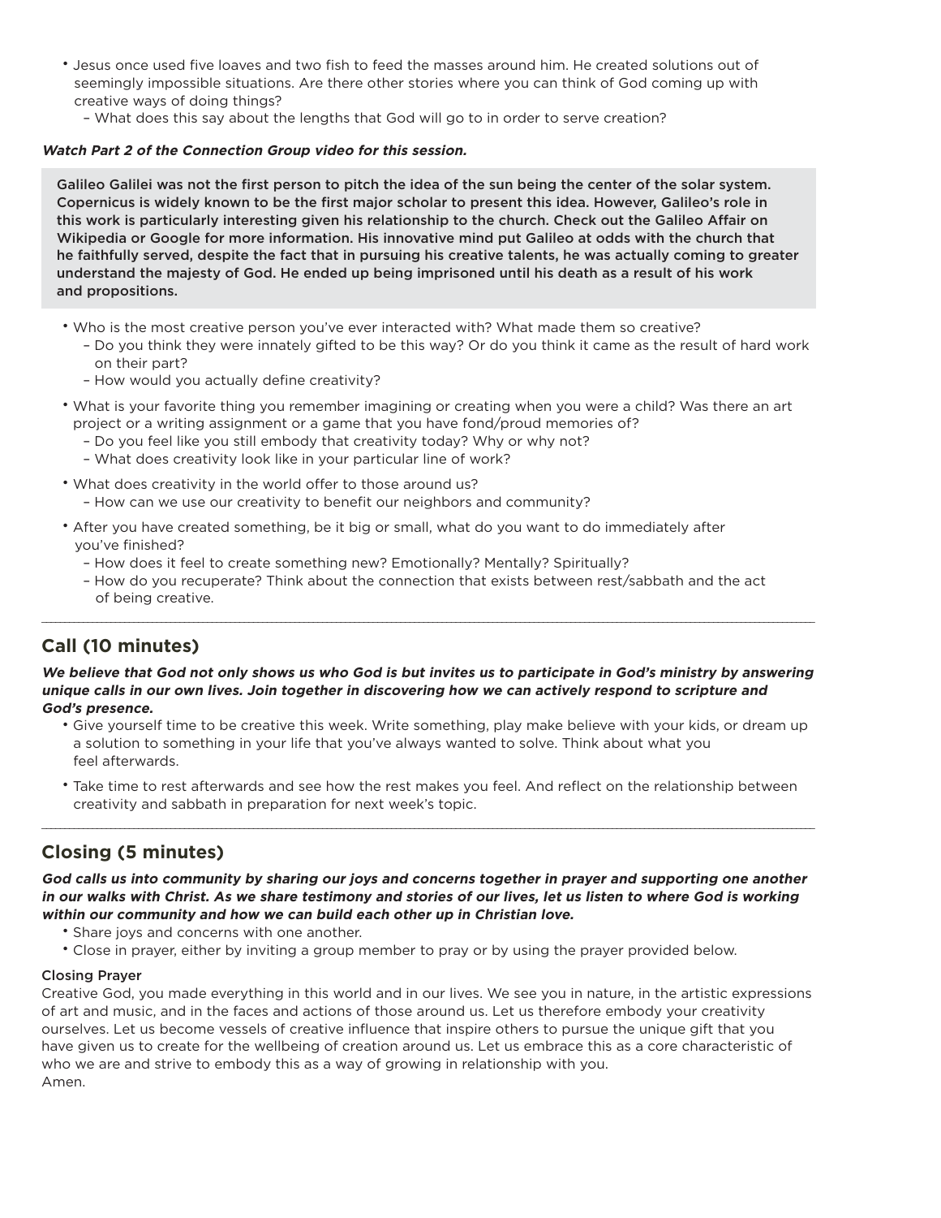- Jesus once used five loaves and two fish to feed the masses around him. He created solutions out of seemingly impossible situations. Are there other stories where you can think of God coming up with creative ways of doing things?
  - What does this say about the lengths that God will go to in order to serve creation?

***Watch Part 2 of the Connection Group video for this session.***

> Galileo Galilei was not the first person to pitch the idea of the sun being the center of the solar system. Copernicus is widely known to be the first major scholar to present this idea. However, Galileo's role in this work is particularly interesting given his relationship to the church. Check out the Galileo Affair on Wikipedia or Google for more information. His innovative mind put Galileo at odds with the church that he faithfully served, despite the fact that in pursuing his creative talents, he was actually coming to greater understand the majesty of God. He ended up being imprisoned until his death as a result of his work and propositions.

- Who is the most creative person you've ever interacted with? What made them so creative?
  - Do you think they were innately gifted to be this way? Or do you think it came as the result of hard work on their part?
  - How would you actually define creativity?
- What is your favorite thing you remember imagining or creating when you were a child? Was there an art project or a writing assignment or a game that you have fond/proud memories of?
  - Do you feel like you still embody that creativity today? Why or why not?
  - What does creativity look like in your particular line of work?
- What does creativity in the world offer to those around us?
  - How can we use our creativity to benefit our neighbors and community?
- After you have created something, be it big or small, what do you want to do immediately after you've finished?
  - How does it feel to create something new? Emotionally? Mentally? Spiritually?
  - How do you recuperate? Think about the connection that exists between rest/sabbath and the act of being creative.

---

## Call (10 minutes)

***We believe that God not only shows us who God is but invites us to participate in God's ministry by answering unique calls in our own lives. Join together in discovering how we can actively respond to scripture and God's presence.***

- Give yourself time to be creative this week. Write something, play make believe with your kids, or dream up a solution to something in your life that you've always wanted to solve. Think about what you feel afterwards.
- Take time to rest afterwards and see how the rest makes you feel. And reflect on the relationship between creativity and sabbath in preparation for next week's topic.

---

## Closing (5 minutes)

***God calls us into community by sharing our joys and concerns together in prayer and supporting one another in our walks with Christ. As we share testimony and stories of our lives, let us listen to where God is working within our community and how we can build each other up in Christian love.***

- Share joys and concerns with one another.
- Close in prayer, either by inviting a group member to pray or by using the prayer provided below.

Closing Prayer

Creative God, you made everything in this world and in our lives. We see you in nature, in the artistic expressions of art and music, and in the faces and actions of those around us. Let us therefore embody your creativity ourselves. Let us become vessels of creative influence that inspire others to pursue the unique gift that you have given us to create for the wellbeing of creation around us. Let us embrace this as a core characteristic of who we are and strive to embody this as a way of growing in relationship with you.
Amen.